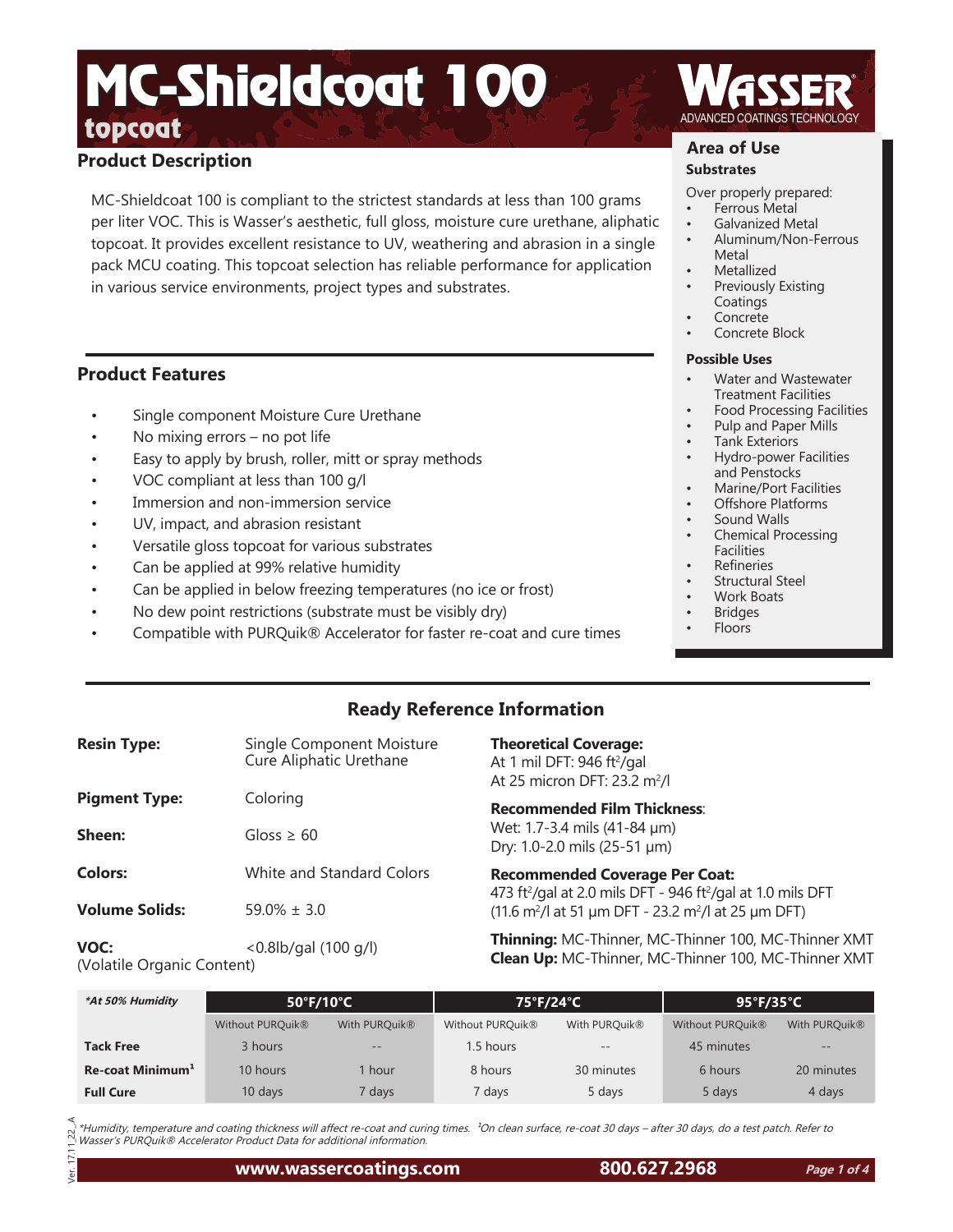# MC-Shieldcoat 100

## topcoat

WASSER ADVANCED COATINGS TECHNOLOGY

## Product Description

MC-Shieldcoat 100 is compliant to the strictest standards at less than 100 grams per liter VOC. This is Wasser's aesthetic, full gloss, moisture cure urethane, aliphatic topcoat. It provides excellent resistance to UV, weathering and abrasion in a single pack MCU coating. This topcoat selection has reliable performance for application in various service environments, project types and substrates.

## Product Features

- Single component Moisture Cure Urethane
- No mixing errors – no pot life
- Easy to apply by brush, roller, mitt or spray methods
- VOC compliant at less than 100 g/l
- Immersion and non-immersion service
- UV, impact, and abrasion resistant
- Versatile gloss topcoat for various substrates
- Can be applied at 99% relative humidity
- Can be applied in below freezing temperatures (no ice or frost)
- No dew point restrictions (substrate must be visibly dry)
- Compatible with PURQuik® Accelerator for faster re-coat and cure times

## Area of Use

### Substrates

Over properly prepared:

- Ferrous Metal
- Galvanized Metal
- Aluminum/Non-Ferrous Metal
- Metallized
- Previously Existing Coatings
- Concrete
- Concrete Block

### Possible Uses

- Water and Wastewater Treatment Facilities
- Food Processing Facilities
- Pulp and Paper Mills
- Tank Exteriors
- Hydro-power Facilities and Penstocks
- Marine/Port Facilities
- Offshore Platforms
- Sound Walls
- Chemical Processing Facilities
- Refineries
- Structural Steel
- Work Boats
- Bridges
- Floors

## Ready Reference Information

**Resin Type:** Single Component Moisture Cure Aliphatic Urethane

**Pigment Type:** Coloring

**Sheen:** Gloss ≥ 60

**Colors:** White and Standard Colors

**Volume Solids:** 59.0% ± 3.0

**VOC:** (Volatile Organic Content) <0.8lb/gal (100 g/l)

**Theoretical Coverage:**
At 1 mil DFT: 946 ft²/gal
At 25 micron DFT: 23.2 m²/l

**Recommended Film Thickness:**
Wet: 1.7-3.4 mils (41-84 µm)
Dry: 1.0-2.0 mils (25-51 µm)

**Recommended Coverage Per Coat:**
473 ft²/gal at 2.0 mils DFT - 946 ft²/gal at 1.0 mils DFT
(11.6 m²/l at 51 µm DFT - 23.2 m²/l at 25 µm DFT)

**Thinning:** MC-Thinner, MC-Thinner 100, MC-Thinner XMT
**Clean Up:** MC-Thinner, MC-Thinner 100, MC-Thinner XMT

| *\*At 50% Humidity* | 50°F/10°C | | 75°F/24°C | | 95°F/35°C | |
|---|---|---|---|---|---|---|
| | Without PURQuik® | With PURQuik® | Without PURQuik® | With PURQuik® | Without PURQuik® | With PURQuik® |
| **Tack Free** | 3 hours | -- | 1.5 hours | -- | 45 minutes | -- |
| **Re-coat Minimum[1]** | 10 hours | 1 hour | 8 hours | 30 minutes | 6 hours | 20 minutes |
| **Full Cure** | 10 days | 7 days | 7 days | 5 days | 5 days | 4 days |

*\*Humidity, temperature and coating thickness will affect re-coat and curing times. [1]On clean surface, re-coat 30 days – after 30 days, do a test patch. Refer to Wasser's PURQuik® Accelerator Product Data for additional information.*

Ver. 17.11.22_A

www.wassercoatings.com 800.627.2968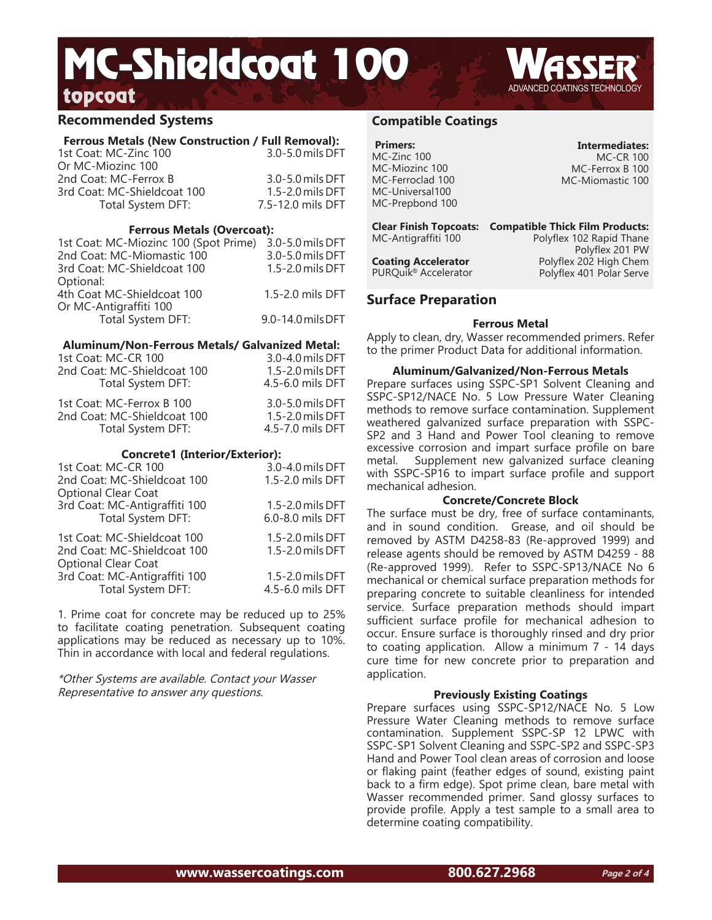# MC-Shieldcoat 100

## topcoat

## Recommended Systems

### Ferrous Metals (New Construction / Full Removal):

| | |
|---|---|
| 1st Coat: MC-Zinc 100 | 3.0-5.0 mils DFT |
| Or MC-Miozinc 100 | |
| 2nd Coat: MC-Ferrox B | 3.0-5.0 mils DFT |
| 3rd Coat: MC-Shieldcoat 100 | 1.5-2.0 mils DFT |
| Total System DFT: | 7.5-12.0 mils DFT |

### Ferrous Metals (Overcoat):

| | |
|---|---|
| 1st Coat: MC-Miozinc 100 (Spot Prime) | 3.0-5.0 mils DFT |
| 2nd Coat: MC-Miomastic 100 | 3.0-5.0 mils DFT |
| 3rd Coat: MC-Shieldcoat 100 | 1.5-2.0 mils DFT |
| Optional: | |
| 4th Coat MC-Shieldcoat 100 | 1.5-2.0 mils DFT |
| Or MC-Antigraffiti 100 | |
| Total System DFT: | 9.0-14.0 mils DFT |

### Aluminum/Non-Ferrous Metals/ Galvanized Metal:

| | |
|---|---|
| 1st Coat: MC-CR 100 | 3.0-4.0 mils DFT |
| 2nd Coat: MC-Shieldcoat 100 | 1.5-2.0 mils DFT |
| Total System DFT: | 4.5-6.0 mils DFT |

| | |
|---|---|
| 1st Coat: MC-Ferrox B 100 | 3.0-5.0 mils DFT |
| 2nd Coat: MC-Shieldcoat 100 | 1.5-2.0 mils DFT |
| Total System DFT: | 4.5-7.0 mils DFT |

### Concrete1 (Interior/Exterior):

| | |
|---|---|
| 1st Coat: MC-CR 100 | 3.0-4.0 mils DFT |
| 2nd Coat: MC-Shieldcoat 100 | 1.5-2.0 mils DFT |
| Optional Clear Coat | |
| 3rd Coat: MC-Antigraffiti 100 | 1.5-2.0 mils DFT |
| Total System DFT: | 6.0-8.0 mils DFT |

| | |
|---|---|
| 1st Coat: MC-Shieldcoat 100 | 1.5-2.0 mils DFT |
| 2nd Coat: MC-Shieldcoat 100 | 1.5-2.0 mils DFT |
| Optional Clear Coat | |
| 3rd Coat: MC-Antigraffiti 100 | 1.5-2.0 mils DFT |
| Total System DFT: | 4.5-6.0 mils DFT |

1. Prime coat for concrete may be reduced up to 25% to facilitate coating penetration. Subsequent coating applications may be reduced as necessary up to 10%. Thin in accordance with local and federal regulations.

*\*Other Systems are available. Contact your Wasser Representative to answer any questions.*

## Compatible Coatings

**Primers:**
MC-Zinc 100
MC-Miozinc 100
MC-Ferroclad 100
MC-Universal100
MC-Prepbond 100

**Intermediates:**
MC-CR 100
MC-Ferrox B 100
MC-Miomastic 100

**Clear Finish Topcoats:**
MC-Antigraffiti 100

**Coating Accelerator**
PURQuik® Accelerator

**Compatible Thick Film Products:**
Polyflex 102 Rapid Thane
Polyflex 201 PW
Polyflex 202 High Chem
Polyflex 401 Polar Serve

## Surface Preparation

### Ferrous Metal

Apply to clean, dry, Wasser recommended primers. Refer to the primer Product Data for additional information.

### Aluminum/Galvanized/Non-Ferrous Metals

Prepare surfaces using SSPC-SP1 Solvent Cleaning and SSPC-SP12/NACE No. 5 Low Pressure Water Cleaning methods to remove surface contamination. Supplement weathered galvanized surface preparation with SSPC-SP2 and 3 Hand and Power Tool cleaning to remove excessive corrosion and impart surface profile on bare metal. Supplement new galvanized surface cleaning with SSPC-SP16 to impart surface profile and support mechanical adhesion.

### Concrete/Concrete Block

The surface must be dry, free of surface contaminants, and in sound condition. Grease, and oil should be removed by ASTM D4258-83 (Re-approved 1999) and release agents should be removed by ASTM D4259 - 88 (Re-approved 1999). Refer to SSPC-SP13/NACE No 6 mechanical or chemical surface preparation methods for preparing concrete to suitable cleanliness for intended service. Surface preparation methods should impart sufficient surface profile for mechanical adhesion to occur. Ensure surface is thoroughly rinsed and dry prior to coating application. Allow a minimum 7 - 14 days cure time for new concrete prior to preparation and application.

### Previously Existing Coatings

Prepare surfaces using SSPC-SP12/NACE No. 5 Low Pressure Water Cleaning methods to remove surface contamination. Supplement SSPC-SP 12 LPWC with SSPC-SP1 Solvent Cleaning and SSPC-SP2 and SSPC-SP3 Hand and Power Tool clean areas of corrosion and loose or flaking paint (feather edges of sound, existing paint back to a firm edge). Spot prime clean, bare metal with Wasser recommended primer. Sand glossy surfaces to provide profile. Apply a test sample to a small area to determine coating compatibility.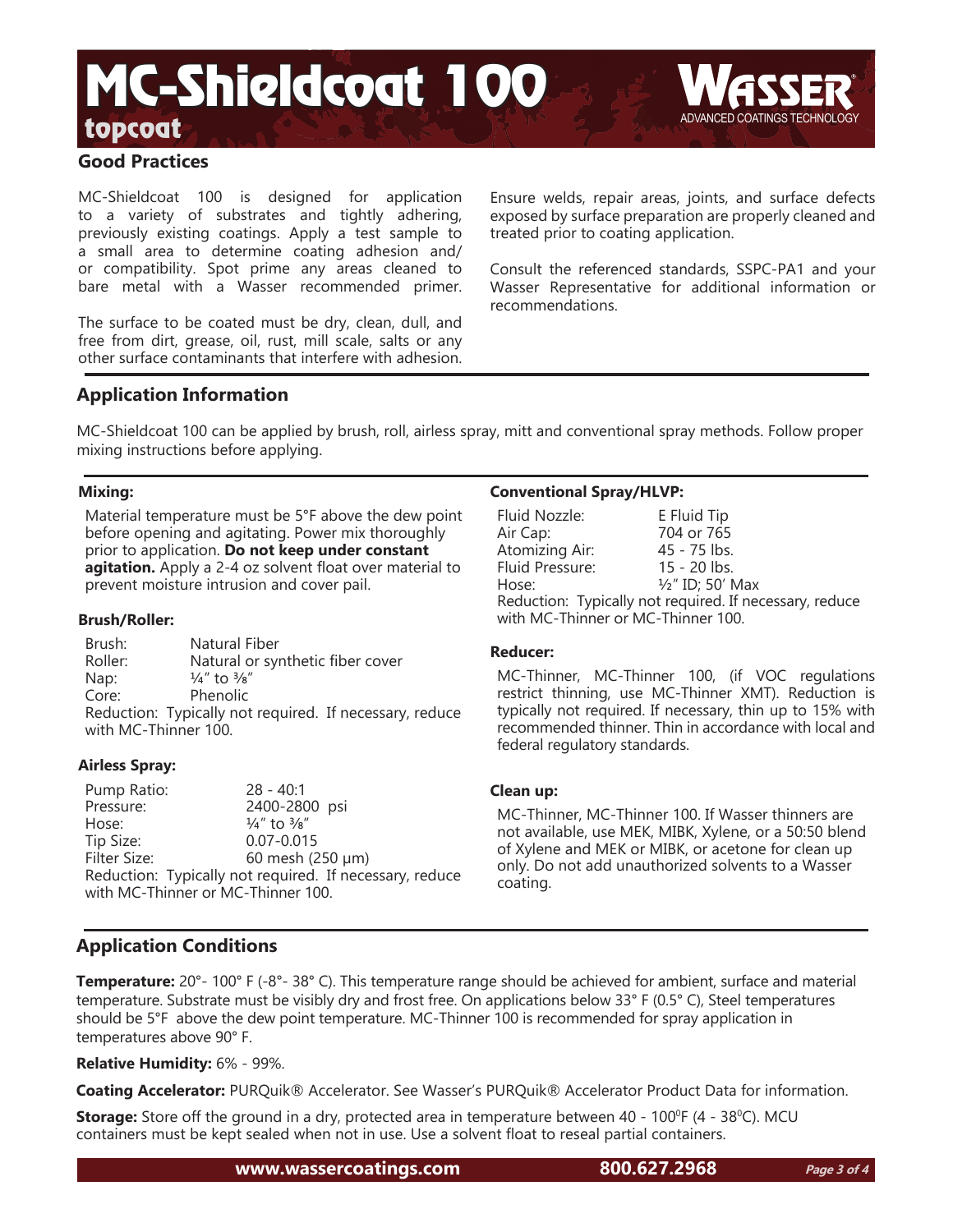# MC-Shieldcoat 100

## topcoat

### Good Practices

MC-Shieldcoat 100 is designed for application to a variety of substrates and tightly adhering, previously existing coatings. Apply a test sample to a small area to determine coating adhesion and/ or compatibility. Spot prime any areas cleaned to bare metal with a Wasser recommended primer.

The surface to be coated must be dry, clean, dull, and free from dirt, grease, oil, rust, mill scale, salts or any other surface contaminants that interfere with adhesion.

Ensure welds, repair areas, joints, and surface defects exposed by surface preparation are properly cleaned and treated prior to coating application.

Consult the referenced standards, SSPC-PA1 and your Wasser Representative for additional information or recommendations.

### Application Information

MC-Shieldcoat 100 can be applied by brush, roll, airless spray, mitt and conventional spray methods. Follow proper mixing instructions before applying.

#### Mixing:

Material temperature must be 5°F above the dew point before opening and agitating. Power mix thoroughly prior to application. **Do not keep under constant agitation.** Apply a 2-4 oz solvent float over material to prevent moisture intrusion and cover pail.

#### Brush/Roller:

| | |
|---|---|
| Brush: | Natural Fiber |
| Roller: | Natural or synthetic fiber cover |
| Nap: | ¼" to ⅜" |
| Core: | Phenolic |

Reduction: Typically not required. If necessary, reduce with MC-Thinner 100.

#### Airless Spray:

| | |
|---|---|
| Pump Ratio: | 28 - 40:1 |
| Pressure: | 2400-2800 psi |
| Hose: | ¼" to ⅜" |
| Tip Size: | 0.07-0.015 |
| Filter Size: | 60 mesh (250 µm) |

Reduction: Typically not required. If necessary, reduce with MC-Thinner or MC-Thinner 100.

#### Conventional Spray/HLVP:

| | |
|---|---|
| Fluid Nozzle: | E Fluid Tip |
| Air Cap: | 704 or 765 |
| Atomizing Air: | 45 - 75 lbs. |
| Fluid Pressure: | 15 - 20 lbs. |
| Hose: | ½" ID; 50' Max |

Reduction: Typically not required. If necessary, reduce with MC-Thinner or MC-Thinner 100.

#### Reducer:

MC-Thinner, MC-Thinner 100, (if VOC regulations restrict thinning, use MC-Thinner XMT). Reduction is typically not required. If necessary, thin up to 15% with recommended thinner. Thin in accordance with local and federal regulatory standards.

#### Clean up:

MC-Thinner, MC-Thinner 100. If Wasser thinners are not available, use MEK, MIBK, Xylene, or a 50:50 blend of Xylene and MEK or MIBK, or acetone for clean up only. Do not add unauthorized solvents to a Wasser coating.

### Application Conditions

**Temperature:** 20°- 100° F (-8°- 38° C). This temperature range should be achieved for ambient, surface and material temperature. Substrate must be visibly dry and frost free. On applications below 33° F (0.5° C), Steel temperatures should be 5°F above the dew point temperature. MC-Thinner 100 is recommended for spray application in temperatures above 90° F.

**Relative Humidity:** 6% - 99%.

**Coating Accelerator:** PURQuik® Accelerator. See Wasser's PURQuik® Accelerator Product Data for information.

**Storage:** Store off the ground in a dry, protected area in temperature between 40 - 100°F (4 - 38°C). MCU containers must be kept sealed when not in use. Use a solvent float to reseal partial containers.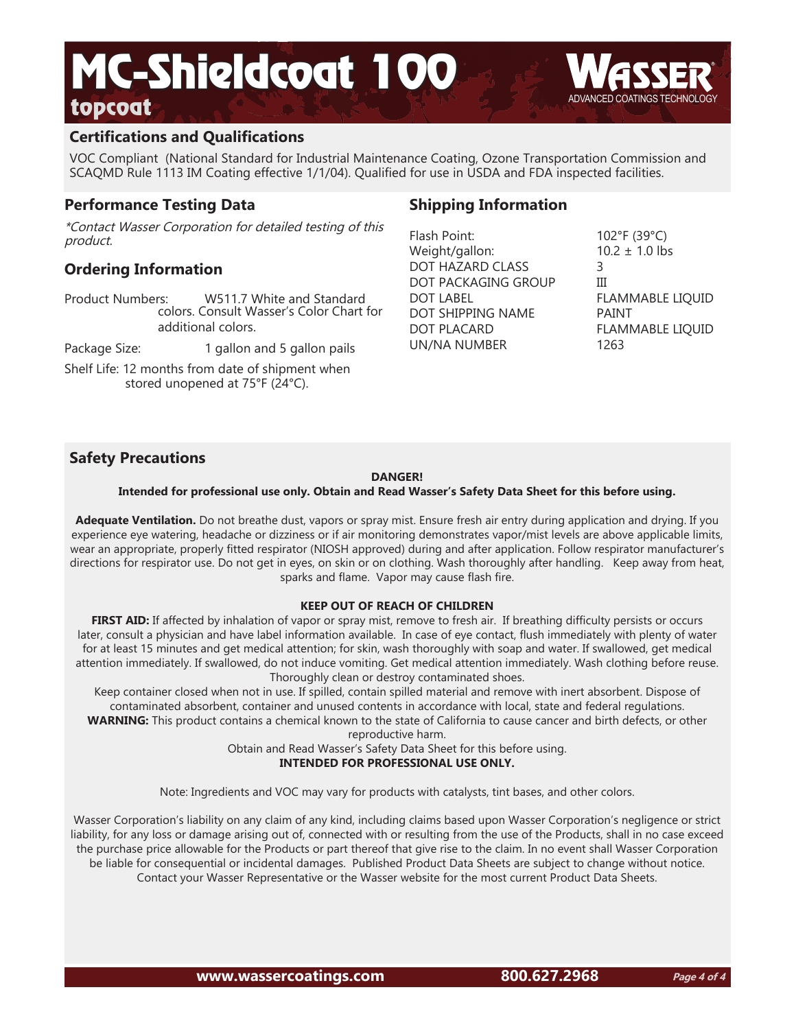# MC-Shieldcoat 100

**topcoat**

WASSER ADVANCED COATINGS TECHNOLOGY

## Certifications and Qualifications

VOC Compliant (National Standard for Industrial Maintenance Coating, Ozone Transportation Commission and SCAQMD Rule 1113 IM Coating effective 1/1/04). Qualified for use in USDA and FDA inspected facilities.

## Performance Testing Data

*\*Contact Wasser Corporation for detailed testing of this product.*

## Ordering Information

Product Numbers: W511.7 White and Standard colors. Consult Wasser's Color Chart for additional colors.

Package Size: 1 gallon and 5 gallon pails

Shelf Life: 12 months from date of shipment when stored unopened at 75°F (24°C).

## Shipping Information

| | |
|---|---|
| Flash Point: | 102°F (39°C) |
| Weight/gallon: | 10.2 ± 1.0 lbs |
| DOT HAZARD CLASS | 3 |
| DOT PACKAGING GROUP | III |
| DOT LABEL | FLAMMABLE LIQUID |
| DOT SHIPPING NAME | PAINT |
| DOT PLACARD | FLAMMABLE LIQUID |
| UN/NA NUMBER | 1263 |

## Safety Precautions

**DANGER!**

**Intended for professional use only. Obtain and Read Wasser's Safety Data Sheet for this before using.**

**Adequate Ventilation.** Do not breathe dust, vapors or spray mist. Ensure fresh air entry during application and drying. If you experience eye watering, headache or dizziness or if air monitoring demonstrates vapor/mist levels are above applicable limits, wear an appropriate, properly fitted respirator (NIOSH approved) during and after application. Follow respirator manufacturer's directions for respirator use. Do not get in eyes, on skin or on clothing. Wash thoroughly after handling. Keep away from heat, sparks and flame. Vapor may cause flash fire.

**KEEP OUT OF REACH OF CHILDREN**

**FIRST AID:** If affected by inhalation of vapor or spray mist, remove to fresh air. If breathing difficulty persists or occurs later, consult a physician and have label information available. In case of eye contact, flush immediately with plenty of water for at least 15 minutes and get medical attention; for skin, wash thoroughly with soap and water. If swallowed, get medical attention immediately. If swallowed, do not induce vomiting. Get medical attention immediately. Wash clothing before reuse. Thoroughly clean or destroy contaminated shoes.

Keep container closed when not in use. If spilled, contain spilled material and remove with inert absorbent. Dispose of contaminated absorbent, container and unused contents in accordance with local, state and federal regulations.

**WARNING:** This product contains a chemical known to the state of California to cause cancer and birth defects, or other reproductive harm.

Obtain and Read Wasser's Safety Data Sheet for this before using.

**INTENDED FOR PROFESSIONAL USE ONLY.**

Note: Ingredients and VOC may vary for products with catalysts, tint bases, and other colors.

Wasser Corporation's liability on any claim of any kind, including claims based upon Wasser Corporation's negligence or strict liability, for any loss or damage arising out of, connected with or resulting from the use of the Products, shall in no case exceed the purchase price allowable for the Products or part thereof that give rise to the claim. In no event shall Wasser Corporation be liable for consequential or incidental damages. Published Product Data Sheets are subject to change without notice. Contact your Wasser Representative or the Wasser website for the most current Product Data Sheets.

**www.wassercoatings.com** **800.627.2968**